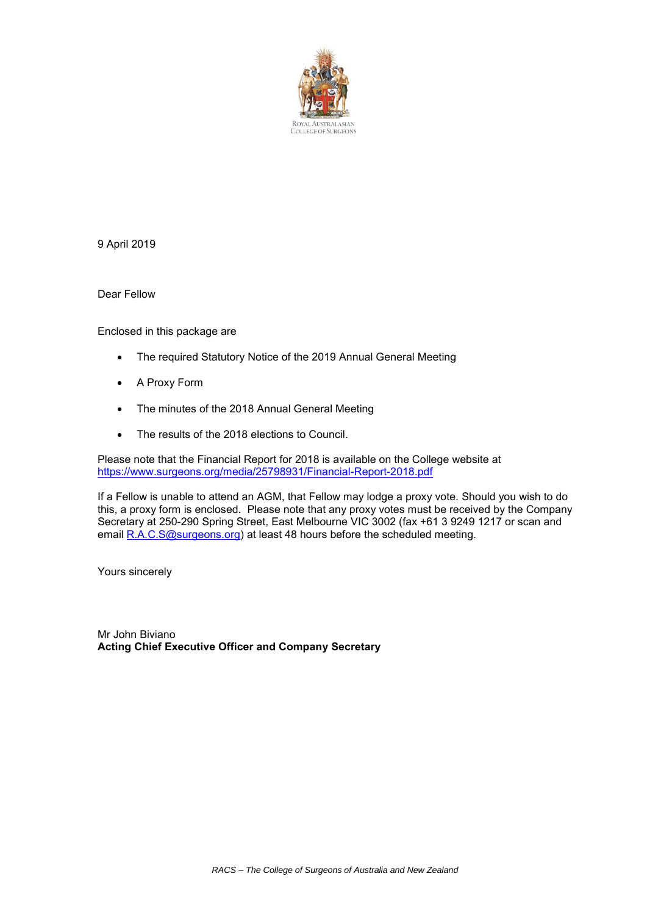ROYAL AUSTRALASIAN COLLEGE OF SURGEONS

9 April 2019

Dear Fellow

Enclosed in this package are

- The required Statutory Notice of the 2019 Annual General Meeting
- A Proxy Form
- The minutes of the 2018 Annual General Meeting
- The results of the 2018 elections to Council.

Please note that the Financial Report for 2018 is available on the College website at https://www.surgeons.org/media/25798931/Financial-Report-2018.pdf

If a Fellow is unable to attend an AGM, that Fellow may lodge a proxy vote. Should you wish to do this, a proxy form is enclosed. Please note that any proxy votes must be received by the Company Secretary at 250-290 Spring Street, East Melbourne VIC 3002 (fax +61 3 9249 1217 or scan and email R.A.C.S@surgeons.org) at least 48 hours before the scheduled meeting.

Yours sincerely

Mr John Biviano
**Acting Chief Executive Officer and Company Secretary**

*RACS – The College of Surgeons of Australia and New Zealand*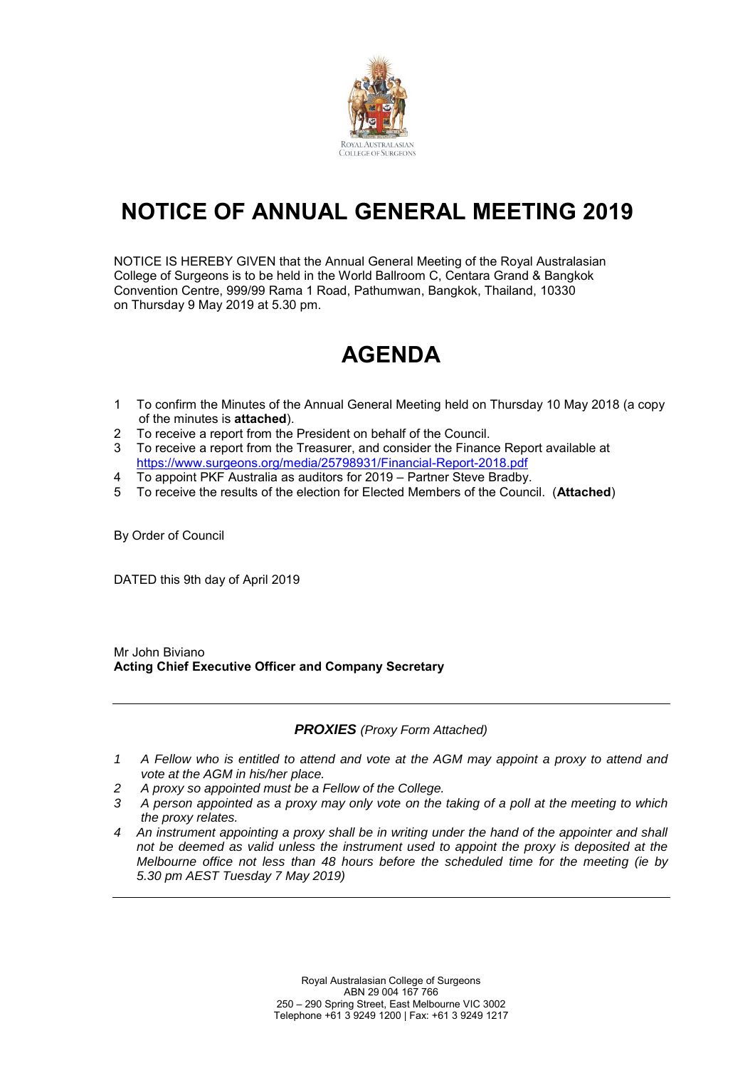ROYAL AUSTRALASIAN COLLEGE OF SURGEONS

# NOTICE OF ANNUAL GENERAL MEETING 2019

NOTICE IS HEREBY GIVEN that the Annual General Meeting of the Royal Australasian College of Surgeons is to be held in the World Ballroom C, Centara Grand & Bangkok Convention Centre, 999/99 Rama 1 Road, Pathumwan, Bangkok, Thailand, 10330 on Thursday 9 May 2019 at 5.30 pm.

# AGENDA

1. To confirm the Minutes of the Annual General Meeting held on Thursday 10 May 2018 (a copy of the minutes is **attached**).
2. To receive a report from the President on behalf of the Council.
3. To receive a report from the Treasurer, and consider the Finance Report available at https://www.surgeons.org/media/25798931/Financial-Report-2018.pdf
4. To appoint PKF Australia as auditors for 2019 – Partner Steve Bradby.
5. To receive the results of the election for Elected Members of the Council. (**Attached**)

By Order of Council

DATED this 9th day of April 2019

Mr John Biviano
**Acting Chief Executive Officer and Company Secretary**

---

***PROXIES*** *(Proxy Form Attached)*

1. *A Fellow who is entitled to attend and vote at the AGM may appoint a proxy to attend and vote at the AGM in his/her place.*
2. *A proxy so appointed must be a Fellow of the College.*
3. *A person appointed as a proxy may only vote on the taking of a poll at the meeting to which the proxy relates.*
4. *An instrument appointing a proxy shall be in writing under the hand of the appointer and shall not be deemed as valid unless the instrument used to appoint the proxy is deposited at the Melbourne office not less than 48 hours before the scheduled time for the meeting (ie by 5.30 pm AEST Tuesday 7 May 2019)*

---

Royal Australasian College of Surgeons
ABN 29 004 167 766
250 – 290 Spring Street, East Melbourne VIC 3002
Telephone +61 3 9249 1200 | Fax: +61 3 9249 1217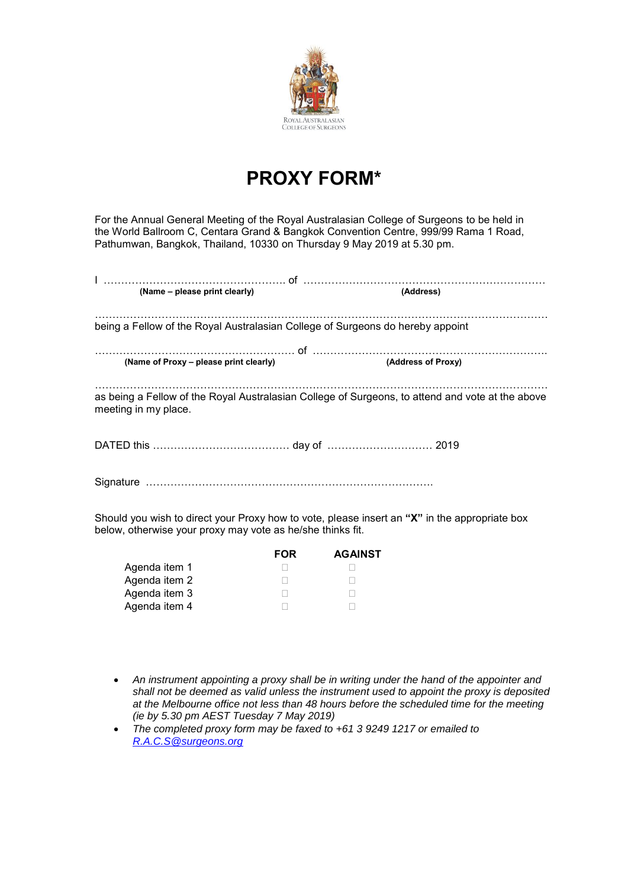ROYAL AUSTRALASIAN COLLEGE OF SURGEONS

# PROXY FORM*

For the Annual General Meeting of the Royal Australasian College of Surgeons to be held in the World Ballroom C, Centara Grand & Bangkok Convention Centre, 999/99 Rama 1 Road, Pathumwan, Bangkok, Thailand, 10330 on Thursday 9 May 2019 at 5.30 pm.

I ……………………………………………. of ……………………………………………………………
**(Name – please print clearly)** **(Address)**

……………………………………………………………………………………………………………
being a Fellow of the Royal Australasian College of Surgeons do hereby appoint

………………………………………………… of ………………………………………………………….
**(Name of Proxy – please print clearly)** **(Address of Proxy)**

……………………………………………………………………………………………………………
as being a Fellow of the Royal Australasian College of Surgeons, to attend and vote at the above meeting in my place.

DATED this ………………………………… day of ………………………… 2019

Signature ……………………………………………………………………….

Should you wish to direct your Proxy how to vote, please insert an **"X"** in the appropriate box below, otherwise your proxy may vote as he/she thinks fit.

| | **FOR** | **AGAINST** |
|---|---|---|
| Agenda item 1 | ☐ | ☐ |
| Agenda item 2 | ☐ | ☐ |
| Agenda item 3 | ☐ | ☐ |
| Agenda item 4 | ☐ | ☐ |

- *An instrument appointing a proxy shall be in writing under the hand of the appointer and shall not be deemed as valid unless the instrument used to appoint the proxy is deposited at the Melbourne office not less than 48 hours before the scheduled time for the meeting (ie by 5.30 pm AEST Tuesday 7 May 2019)*
- *The completed proxy form may be faxed to +61 3 9249 1217 or emailed to [R.A.C.S@surgeons.org](mailto:R.A.C.S@surgeons.org)*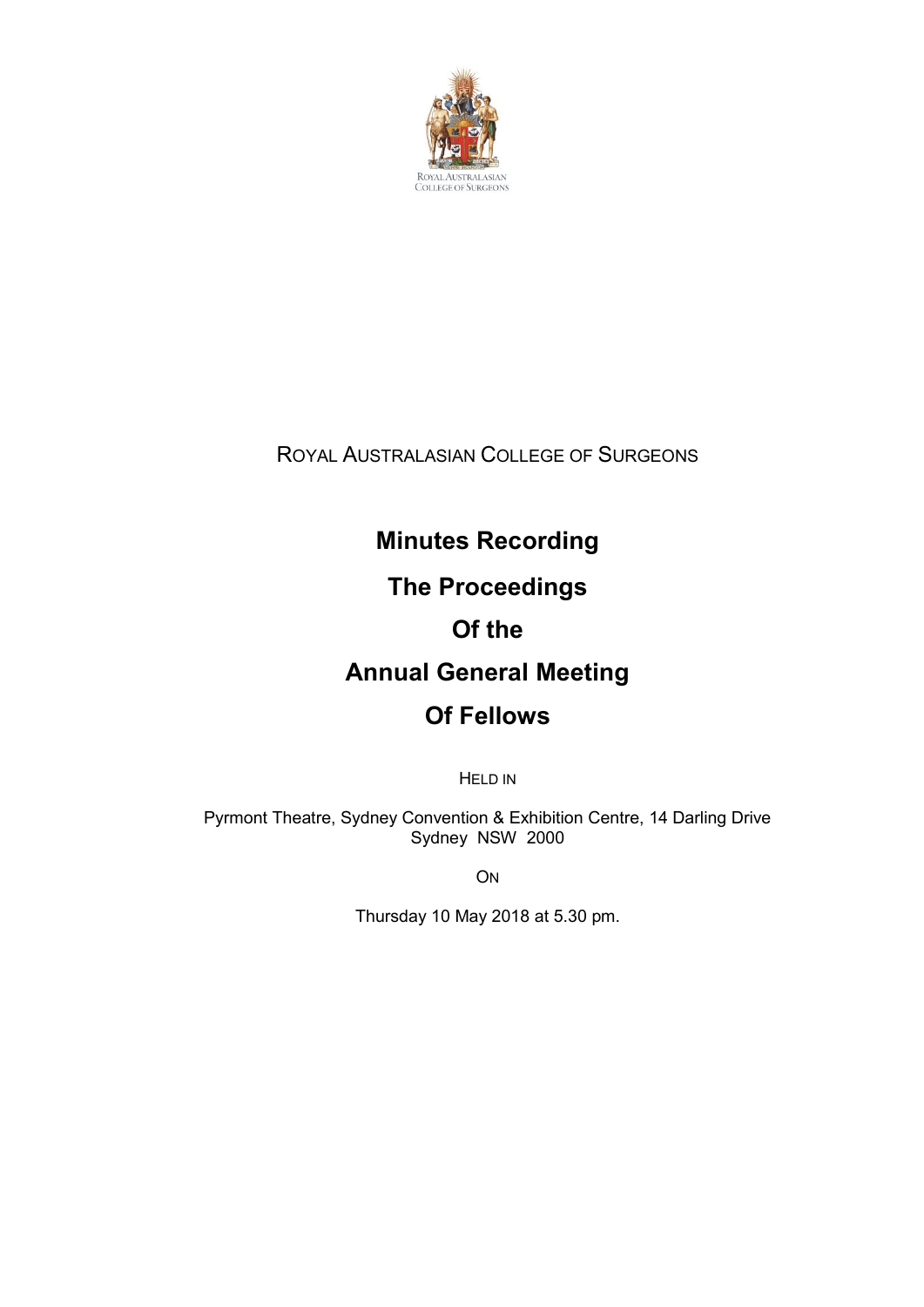ROYAL AUSTRALASIAN COLLEGE OF SURGEONS

# Minutes Recording

# The Proceedings

# Of the

# Annual General Meeting

# Of Fellows

HELD IN

Pyrmont Theatre, Sydney Convention & Exhibition Centre, 14 Darling Drive
Sydney NSW 2000

ON

Thursday 10 May 2018 at 5.30 pm.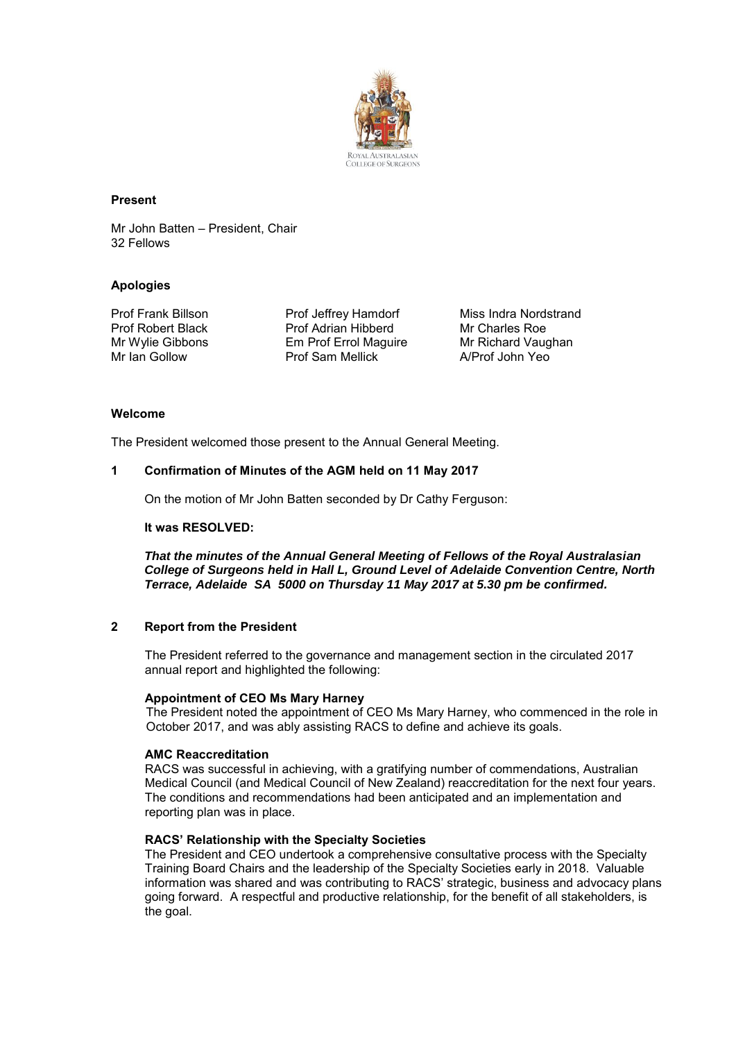**Present**

Mr John Batten – President, Chair
32 Fellows

**Apologies**

Prof Frank Billson
Prof Robert Black
Mr Wylie Gibbons
Mr Ian Gollow
Prof Jeffrey Hamdorf
Prof Adrian Hibberd
Em Prof Errol Maguire
Prof Sam Mellick
Miss Indra Nordstrand
Mr Charles Roe
Mr Richard Vaughan
A/Prof John Yeo

**Welcome**

The President welcomed those present to the Annual General Meeting.

**1 Confirmation of Minutes of the AGM held on 11 May 2017**

On the motion of Mr John Batten seconded by Dr Cathy Ferguson:

**It was RESOLVED:**

***That the minutes of the Annual General Meeting of Fellows of the Royal Australasian College of Surgeons held in Hall L, Ground Level of Adelaide Convention Centre, North Terrace, Adelaide SA 5000 on Thursday 11 May 2017 at 5.30 pm be confirmed.***

**2 Report from the President**

The President referred to the governance and management section in the circulated 2017 annual report and highlighted the following:

**Appointment of CEO Ms Mary Harney**
The President noted the appointment of CEO Ms Mary Harney, who commenced in the role in October 2017, and was ably assisting RACS to define and achieve its goals.

**AMC Reaccreditation**
RACS was successful in achieving, with a gratifying number of commendations, Australian Medical Council (and Medical Council of New Zealand) reaccreditation for the next four years. The conditions and recommendations had been anticipated and an implementation and reporting plan was in place.

**RACS' Relationship with the Specialty Societies**
The President and CEO undertook a comprehensive consultative process with the Specialty Training Board Chairs and the leadership of the Specialty Societies early in 2018. Valuable information was shared and was contributing to RACS' strategic, business and advocacy plans going forward. A respectful and productive relationship, for the benefit of all stakeholders, is the goal.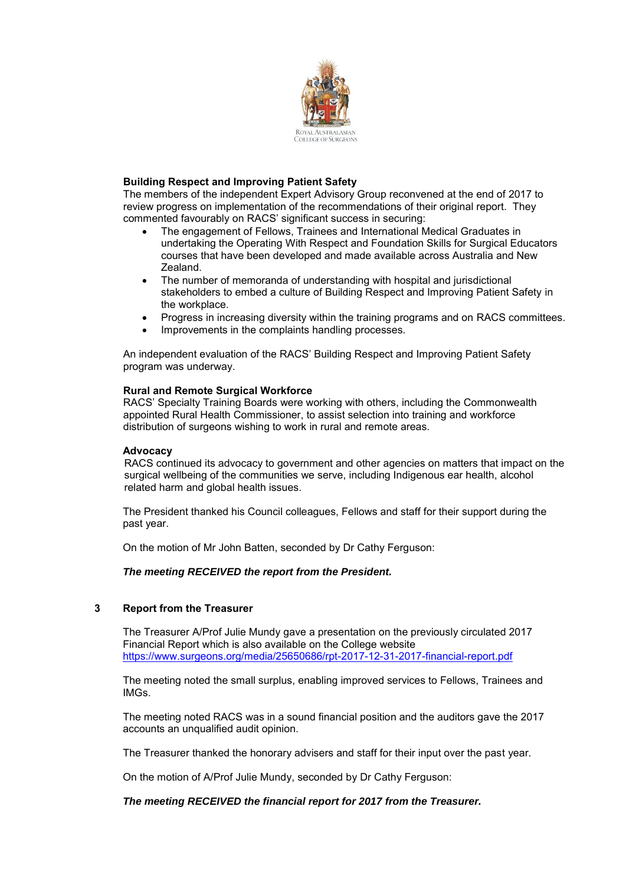**Building Respect and Improving Patient Safety**
The members of the independent Expert Advisory Group reconvened at the end of 2017 to review progress on implementation of the recommendations of their original report. They commented favourably on RACS' significant success in securing:

- The engagement of Fellows, Trainees and International Medical Graduates in undertaking the Operating With Respect and Foundation Skills for Surgical Educators courses that have been developed and made available across Australia and New Zealand.
- The number of memoranda of understanding with hospital and jurisdictional stakeholders to embed a culture of Building Respect and Improving Patient Safety in the workplace.
- Progress in increasing diversity within the training programs and on RACS committees.
- Improvements in the complaints handling processes.

An independent evaluation of the RACS' Building Respect and Improving Patient Safety program was underway.

**Rural and Remote Surgical Workforce**
RACS' Specialty Training Boards were working with others, including the Commonwealth appointed Rural Health Commissioner, to assist selection into training and workforce distribution of surgeons wishing to work in rural and remote areas.

**Advocacy**
RACS continued its advocacy to government and other agencies on matters that impact on the surgical wellbeing of the communities we serve, including Indigenous ear health, alcohol related harm and global health issues.

The President thanked his Council colleagues, Fellows and staff for their support during the past year.

On the motion of Mr John Batten, seconded by Dr Cathy Ferguson:

***The meeting RECEIVED the report from the President.***

## 3 Report from the Treasurer

The Treasurer A/Prof Julie Mundy gave a presentation on the previously circulated 2017 Financial Report which is also available on the College website https://www.surgeons.org/media/25650686/rpt-2017-12-31-2017-financial-report.pdf

The meeting noted the small surplus, enabling improved services to Fellows, Trainees and IMGs.

The meeting noted RACS was in a sound financial position and the auditors gave the 2017 accounts an unqualified audit opinion.

The Treasurer thanked the honorary advisers and staff for their input over the past year.

On the motion of A/Prof Julie Mundy, seconded by Dr Cathy Ferguson:

***The meeting RECEIVED the financial report for 2017 from the Treasurer.***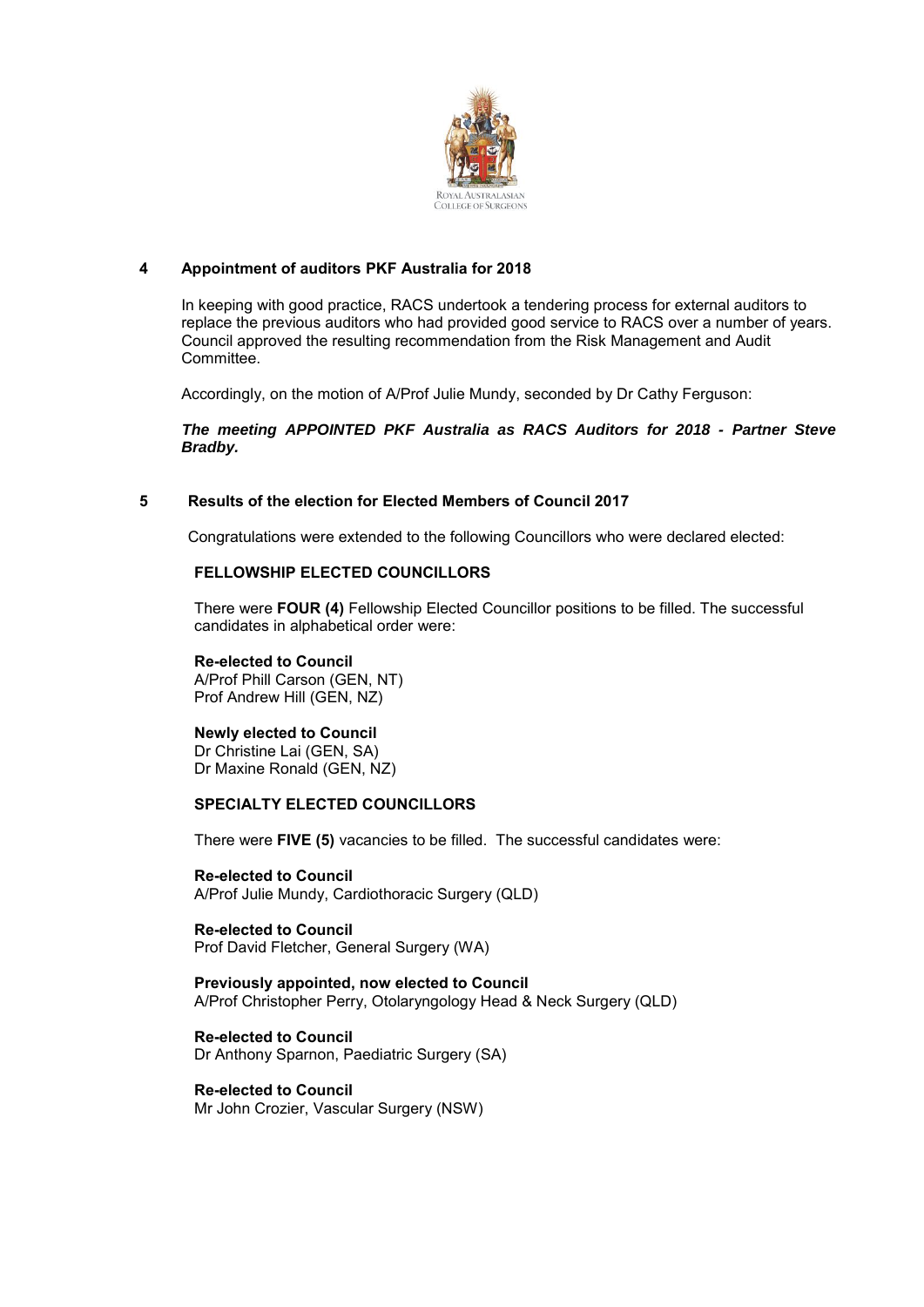## 4 Appointment of auditors PKF Australia for 2018

In keeping with good practice, RACS undertook a tendering process for external auditors to replace the previous auditors who had provided good service to RACS over a number of years. Council approved the resulting recommendation from the Risk Management and Audit Committee.

Accordingly, on the motion of A/Prof Julie Mundy, seconded by Dr Cathy Ferguson:

***The meeting APPOINTED PKF Australia as RACS Auditors for 2018 - Partner Steve Bradby.***

## 5 Results of the election for Elected Members of Council 2017

Congratulations were extended to the following Councillors who were declared elected:

### FELLOWSHIP ELECTED COUNCILLORS

There were **FOUR (4)** Fellowship Elected Councillor positions to be filled. The successful candidates in alphabetical order were:

**Re-elected to Council**
A/Prof Phill Carson (GEN, NT)
Prof Andrew Hill (GEN, NZ)

**Newly elected to Council**
Dr Christine Lai (GEN, SA)
Dr Maxine Ronald (GEN, NZ)

### SPECIALTY ELECTED COUNCILLORS

There were **FIVE (5)** vacancies to be filled. The successful candidates were:

**Re-elected to Council**
A/Prof Julie Mundy, Cardiothoracic Surgery (QLD)

**Re-elected to Council**
Prof David Fletcher, General Surgery (WA)

**Previously appointed, now elected to Council**
A/Prof Christopher Perry, Otolaryngology Head & Neck Surgery (QLD)

**Re-elected to Council**
Dr Anthony Sparnon, Paediatric Surgery (SA)

**Re-elected to Council**
Mr John Crozier, Vascular Surgery (NSW)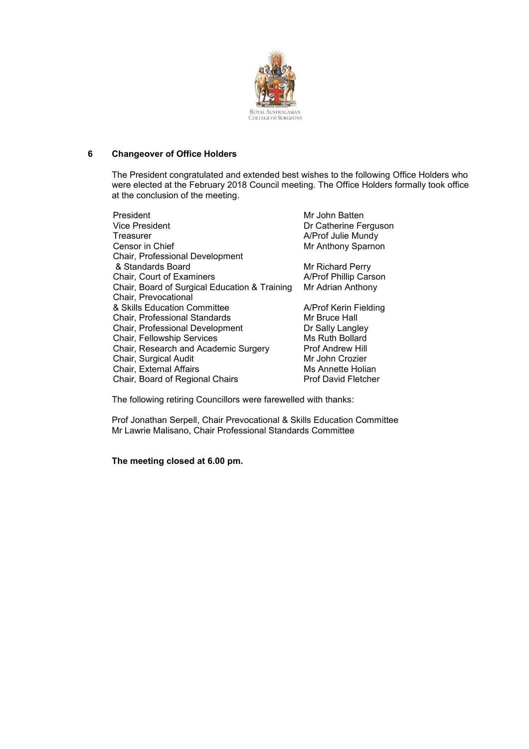## 6 Changeover of Office Holders

The President congratulated and extended best wishes to the following Office Holders who were elected at the February 2018 Council meeting. The Office Holders formally took office at the conclusion of the meeting.

| | |
|---|---|
| President | Mr John Batten |
| Vice President | Dr Catherine Ferguson |
| Treasurer | A/Prof Julie Mundy |
| Censor in Chief | Mr Anthony Sparnon |
| Chair, Professional Development & Standards Board | Mr Richard Perry |
| Chair, Court of Examiners | A/Prof Phillip Carson |
| Chair, Board of Surgical Education & Training | Mr Adrian Anthony |
| Chair, Prevocational & Skills Education Committee | A/Prof Kerin Fielding |
| Chair, Professional Standards | Mr Bruce Hall |
| Chair, Professional Development | Dr Sally Langley |
| Chair, Fellowship Services | Ms Ruth Bollard |
| Chair, Research and Academic Surgery | Prof Andrew Hill |
| Chair, Surgical Audit | Mr John Crozier |
| Chair, External Affairs | Ms Annette Holian |
| Chair, Board of Regional Chairs | Prof David Fletcher |

The following retiring Councillors were farewelled with thanks:

Prof Jonathan Serpell, Chair Prevocational & Skills Education Committee
Mr Lawrie Malisano, Chair Professional Standards Committee

**The meeting closed at 6.00 pm.**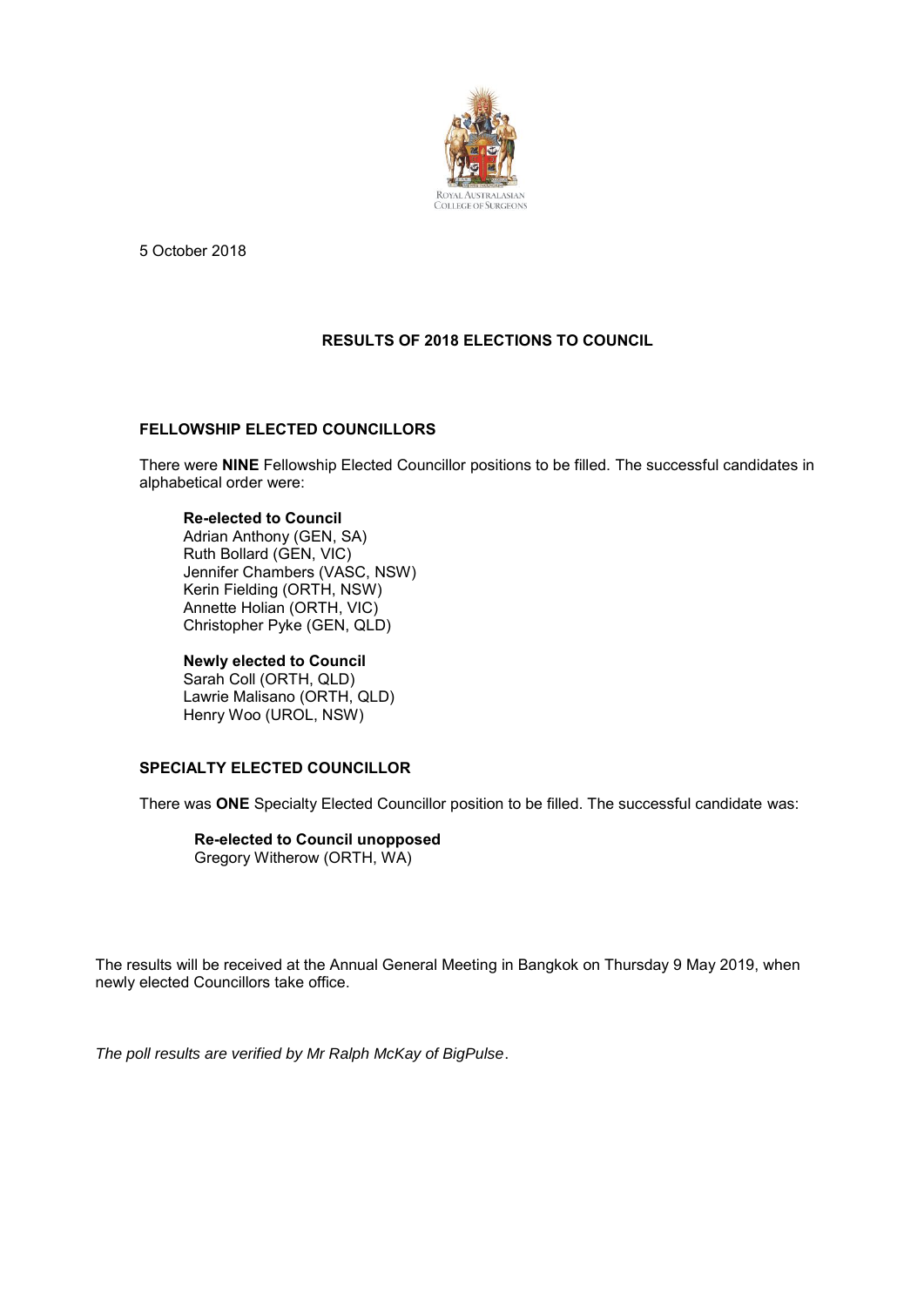5 October 2018

## RESULTS OF 2018 ELECTIONS TO COUNCIL

### FELLOWSHIP ELECTED COUNCILLORS

There were **NINE** Fellowship Elected Councillor positions to be filled. The successful candidates in alphabetical order were:

**Re-elected to Council**
Adrian Anthony (GEN, SA)
Ruth Bollard (GEN, VIC)
Jennifer Chambers (VASC, NSW)
Kerin Fielding (ORTH, NSW)
Annette Holian (ORTH, VIC)
Christopher Pyke (GEN, QLD)

**Newly elected to Council**
Sarah Coll (ORTH, QLD)
Lawrie Malisano (ORTH, QLD)
Henry Woo (UROL, NSW)

### SPECIALTY ELECTED COUNCILLOR

There was **ONE** Specialty Elected Councillor position to be filled. The successful candidate was:

**Re-elected to Council unopposed**
Gregory Witherow (ORTH, WA)

The results will be received at the Annual General Meeting in Bangkok on Thursday 9 May 2019, when newly elected Councillors take office.

*The poll results are verified by Mr Ralph McKay of BigPulse*.